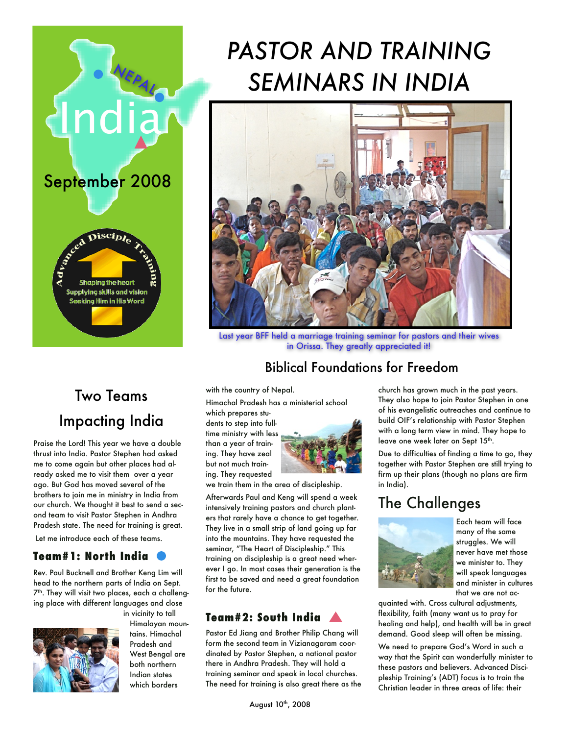India

NEPAL

September 2008

Advanced Disciple Training

Shaping the heart
Supplying skills and vision
Seeking Him in His Word

# PASTOR AND TRAINING SEMINARS IN INDIA

Last year BFF held a marriage training seminar for pastors and their wives in Orissa. They greatly appreciated it!

## Biblical Foundations for Freedom

## Two Teams Impacting India

Praise the Lord! This year we have a double thrust into India. Pastor Stephen had asked me to come again but other places had already asked me to visit them over a year ago. But God has moved several of the brothers to join me in ministry in India from our church. We thought it best to send a second team to visit Pastor Stephen in Andhra Pradesh state. The need for training is great.

Let me introduce each of these teams.

### Team#1: North India

Rev. Paul Bucknell and Brother Keng Lim will head to the northern parts of India on Sept. 7th. They will visit two places, each a challenging place with different languages and close in vicinity to tall Himalayan mountains. Himachal Pradesh and West Bengal are both northern Indian states which borders with the country of Nepal.

Himachal Pradesh has a ministerial school which prepares students to step into full-time ministry with less than a year of training. They have zeal but not much training. They requested we train them in the area of discipleship.

Afterwards Paul and Keng will spend a week intensively training pastors and church planters that rarely have a chance to get together. They live in a small strip of land going up far into the mountains. They have requested the seminar, "The Heart of Discipleship." This training on discipleship is a great need wherever I go. In most cases their generation is the first to be saved and need a great foundation for the future.

### Team#2: South India

Pastor Ed Jiang and Brother Philip Chang will form the second team in Vizianagaram coordinated by Pastor Stephen, a national pastor there in Andhra Pradesh. They will hold a training seminar and speak in local churches. The need for training is also great there as the church has grown much in the past years. They also hope to join Pastor Stephen in one of his evangelistic outreaches and continue to build OIF's relationship with Pastor Stephen with a long term view in mind. They hope to leave one week later on Sept 15th.

Due to difficulties of finding a time to go, they together with Pastor Stephen are still trying to firm up their plans (though no plans are firm in India).

## The Challenges

Each team will face many of the same struggles. We will never have met those we minister to. They will speak languages and minister in cultures that we are not acquainted with. Cross cultural adjustments, flexibility, faith (many want us to pray for healing and help), and health will be in great demand. Good sleep will often be missing.

We need to prepare God's Word in such a way that the Spirit can wonderfully minister to these pastors and believers. Advanced Discipleship Training's (ADT) focus is to train the Christian leader in three areas of life: their

August 10th, 2008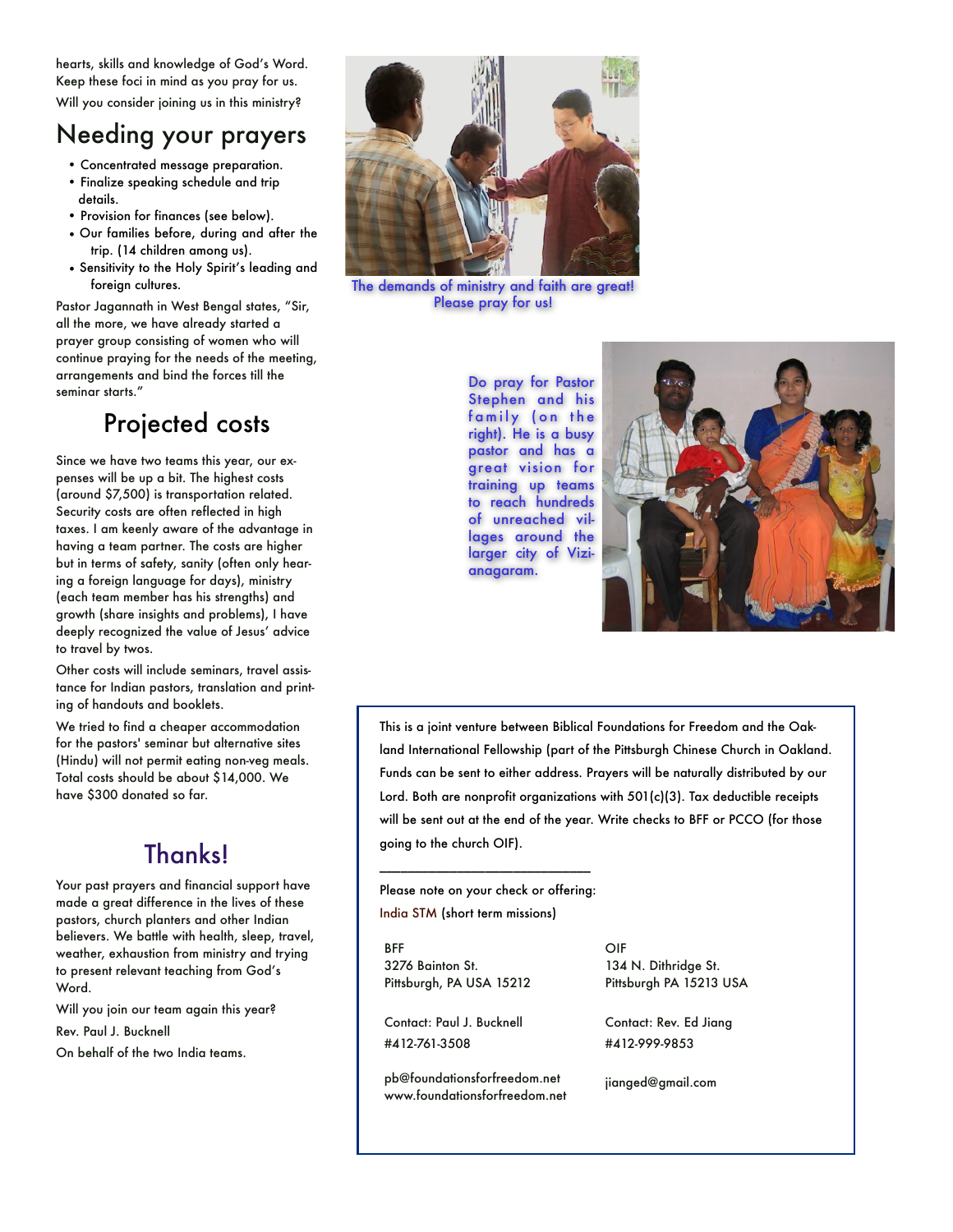hearts, skills and knowledge of God's Word. Keep these foci in mind as you pray for us.

Will you consider joining us in this ministry?

## Needing your prayers

- Concentrated message preparation.
- Finalize speaking schedule and trip details.
- Provision for finances (see below).
- Our families before, during and after the trip. (14 children among us).
- Sensitivity to the Holy Spirit's leading and foreign cultures.

Pastor Jagannath in West Bengal states, "Sir, all the more, we have already started a prayer group consisting of women who will continue praying for the needs of the meeting, arrangements and bind the forces till the seminar starts."

## Projected costs

Since we have two teams this year, our expenses will be up a bit. The highest costs (around $7,500) is transportation related. Security costs are often reflected in high taxes. I am keenly aware of the advantage in having a team partner. The costs are higher but in terms of safety, sanity (often only hearing a foreign language for days), ministry (each team member has his strengths) and growth (share insights and problems), I have deeply recognized the value of Jesus' advice to travel by twos.

Other costs will include seminars, travel assistance for Indian pastors, translation and printing of handouts and booklets.

We tried to find a cheaper accommodation for the pastors' seminar but alternative sites (Hindu) will not permit eating non-veg meals. Total costs should be about $14,000. We have $300 donated so far.

## Thanks!

Your past prayers and financial support have made a great difference in the lives of these pastors, church planters and other Indian believers. We battle with health, sleep, travel, weather, exhaustion from ministry and trying to present relevant teaching from God's Word.

Will you join our team again this year?

Rev. Paul J. Bucknell

On behalf of the two India teams.

The demands of ministry and faith are great! Please pray for us!

Do pray for Pastor Stephen and his family (on the right). He is a busy pastor and has a great vision for training up teams to reach hundreds of unreached villages around the larger city of Vizianagaram.

This is a joint venture between Biblical Foundations for Freedom and the Oakland International Fellowship (part of the Pittsburgh Chinese Church in Oakland. Funds can be sent to either address. Prayers will be naturally distributed by our Lord. Both are nonprofit organizations with 501(c)(3). Tax deductible receipts will be sent out at the end of the year. Write checks to BFF or PCCO (for those going to the church OIF).

---

Please note on your check or offering: India STM (short term missions)

BFF
3276 Bainton St.
Pittsburgh, PA USA 15212

Contact: Paul J. Bucknell
#412-761-3508

pb@foundationsforfreedom.net
www.foundationsforfreedom.net

OIF
134 N. Dithridge St.
Pittsburgh PA 15213 USA

Contact: Rev. Ed Jiang
#412-999-9853

jianged@gmail.com